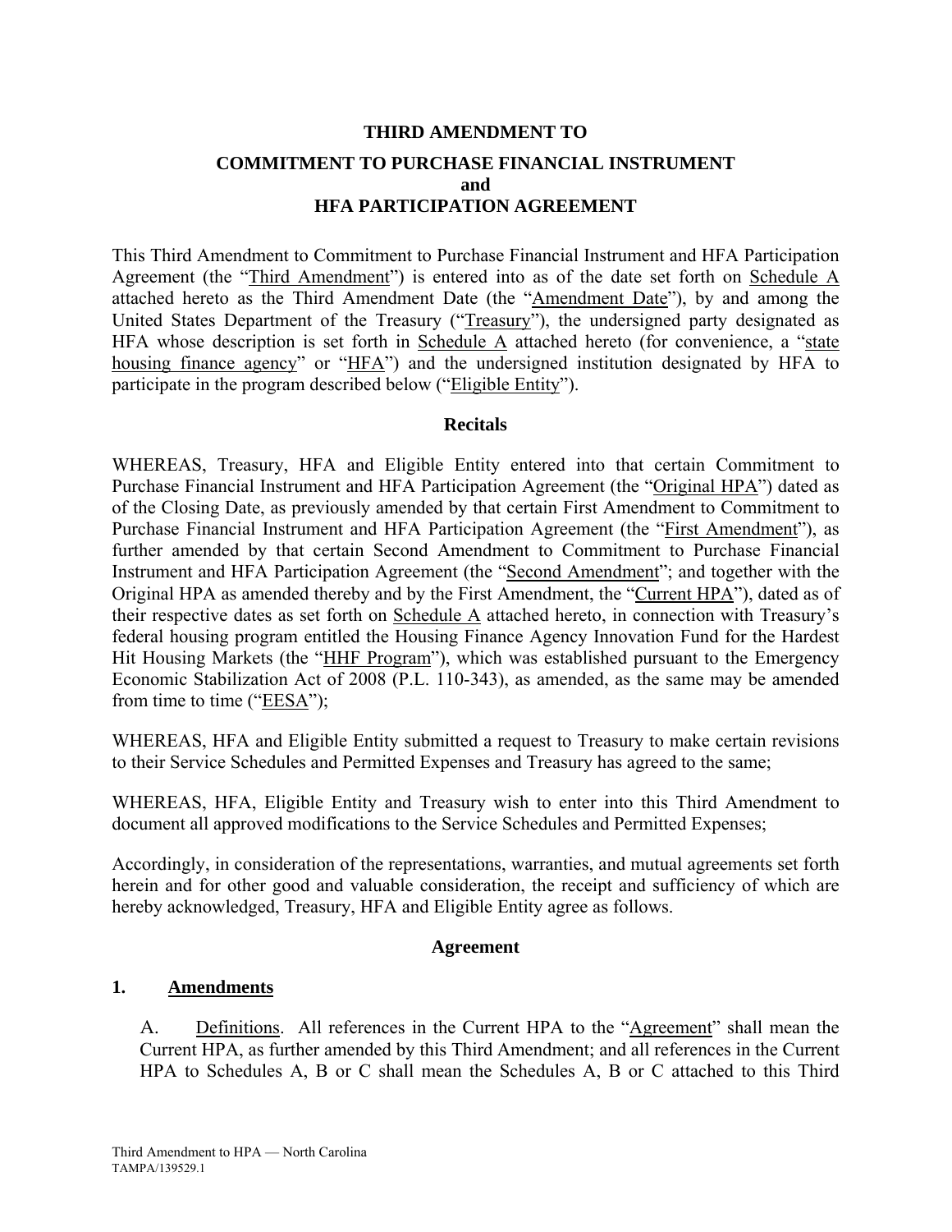# THIRD AMENDMENT TO

## COMMITMENT TO PURCHASE FINANCIAL INSTRUMENT
## and
## HFA PARTICIPATION AGREEMENT

This Third Amendment to Commitment to Purchase Financial Instrument and HFA Participation Agreement (the "Third Amendment") is entered into as of the date set forth on Schedule A attached hereto as the Third Amendment Date (the "Amendment Date"), by and among the United States Department of the Treasury ("Treasury"), the undersigned party designated as HFA whose description is set forth in Schedule A attached hereto (for convenience, a "state housing finance agency" or "HFA") and the undersigned institution designated by HFA to participate in the program described below ("Eligible Entity").

### Recitals

WHEREAS, Treasury, HFA and Eligible Entity entered into that certain Commitment to Purchase Financial Instrument and HFA Participation Agreement (the "Original HPA") dated as of the Closing Date, as previously amended by that certain First Amendment to Commitment to Purchase Financial Instrument and HFA Participation Agreement (the "First Amendment"), as further amended by that certain Second Amendment to Commitment to Purchase Financial Instrument and HFA Participation Agreement (the "Second Amendment"; and together with the Original HPA as amended thereby and by the First Amendment, the "Current HPA"), dated as of their respective dates as set forth on Schedule A attached hereto, in connection with Treasury's federal housing program entitled the Housing Finance Agency Innovation Fund for the Hardest Hit Housing Markets (the "HHF Program"), which was established pursuant to the Emergency Economic Stabilization Act of 2008 (P.L. 110-343), as amended, as the same may be amended from time to time ("EESA");

WHEREAS, HFA and Eligible Entity submitted a request to Treasury to make certain revisions to their Service Schedules and Permitted Expenses and Treasury has agreed to the same;

WHEREAS, HFA, Eligible Entity and Treasury wish to enter into this Third Amendment to document all approved modifications to the Service Schedules and Permitted Expenses;

Accordingly, in consideration of the representations, warranties, and mutual agreements set forth herein and for other good and valuable consideration, the receipt and sufficiency of which are hereby acknowledged, Treasury, HFA and Eligible Entity agree as follows.

### Agreement

**1. Amendments**

A. Definitions. All references in the Current HPA to the "Agreement" shall mean the Current HPA, as further amended by this Third Amendment; and all references in the Current HPA to Schedules A, B or C shall mean the Schedules A, B or C attached to this Third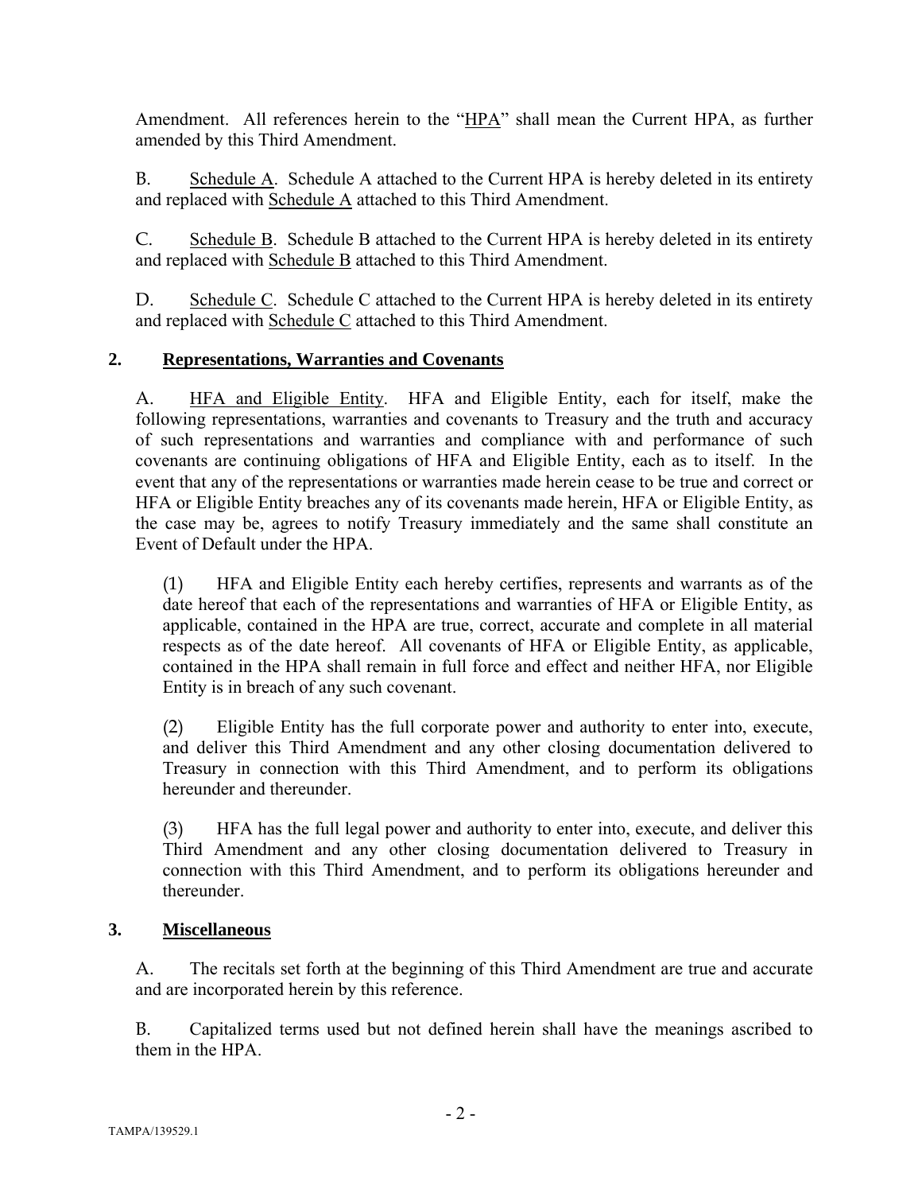Amendment. All references herein to the "HPA" shall mean the Current HPA, as further amended by this Third Amendment.

B. Schedule A. Schedule A attached to the Current HPA is hereby deleted in its entirety and replaced with Schedule A attached to this Third Amendment.

C. Schedule B. Schedule B attached to the Current HPA is hereby deleted in its entirety and replaced with Schedule B attached to this Third Amendment.

D. Schedule C. Schedule C attached to the Current HPA is hereby deleted in its entirety and replaced with Schedule C attached to this Third Amendment.

## 2. Representations, Warranties and Covenants

A. HFA and Eligible Entity. HFA and Eligible Entity, each for itself, make the following representations, warranties and covenants to Treasury and the truth and accuracy of such representations and warranties and compliance with and performance of such covenants are continuing obligations of HFA and Eligible Entity, each as to itself. In the event that any of the representations or warranties made herein cease to be true and correct or HFA or Eligible Entity breaches any of its covenants made herein, HFA or Eligible Entity, as the case may be, agrees to notify Treasury immediately and the same shall constitute an Event of Default under the HPA.

(1) HFA and Eligible Entity each hereby certifies, represents and warrants as of the date hereof that each of the representations and warranties of HFA or Eligible Entity, as applicable, contained in the HPA are true, correct, accurate and complete in all material respects as of the date hereof. All covenants of HFA or Eligible Entity, as applicable, contained in the HPA shall remain in full force and effect and neither HFA, nor Eligible Entity is in breach of any such covenant.

(2) Eligible Entity has the full corporate power and authority to enter into, execute, and deliver this Third Amendment and any other closing documentation delivered to Treasury in connection with this Third Amendment, and to perform its obligations hereunder and thereunder.

(3) HFA has the full legal power and authority to enter into, execute, and deliver this Third Amendment and any other closing documentation delivered to Treasury in connection with this Third Amendment, and to perform its obligations hereunder and thereunder.

## 3. Miscellaneous

A. The recitals set forth at the beginning of this Third Amendment are true and accurate and are incorporated herein by this reference.

B. Capitalized terms used but not defined herein shall have the meanings ascribed to them in the HPA.

TAMPA/139529.1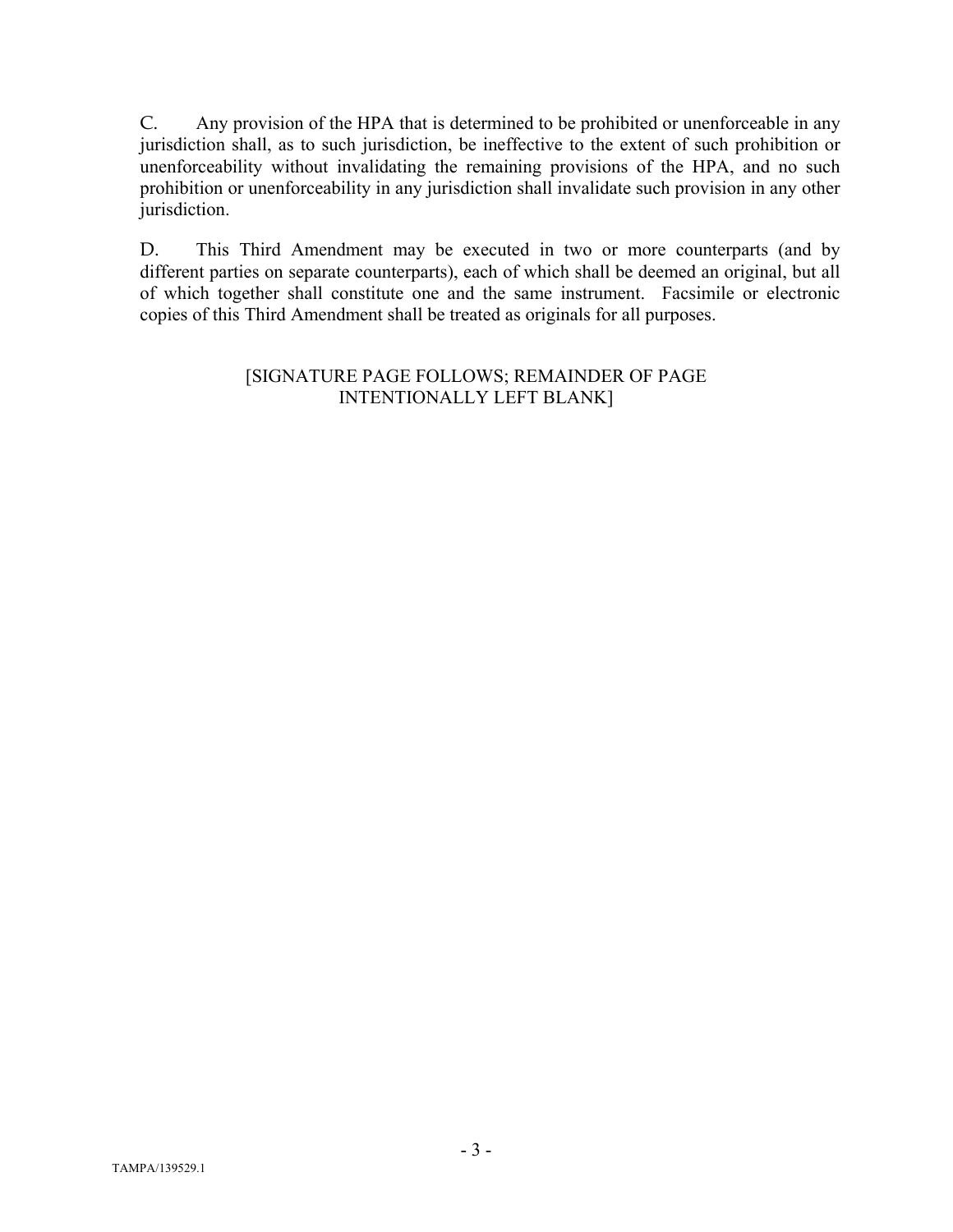C. Any provision of the HPA that is determined to be prohibited or unenforceable in any jurisdiction shall, as to such jurisdiction, be ineffective to the extent of such prohibition or unenforceability without invalidating the remaining provisions of the HPA, and no such prohibition or unenforceability in any jurisdiction shall invalidate such provision in any other jurisdiction.

D. This Third Amendment may be executed in two or more counterparts (and by different parties on separate counterparts), each of which shall be deemed an original, but all of which together shall constitute one and the same instrument. Facsimile or electronic copies of this Third Amendment shall be treated as originals for all purposes.

[SIGNATURE PAGE FOLLOWS; REMAINDER OF PAGE INTENTIONALLY LEFT BLANK]

TAMPA/139529.1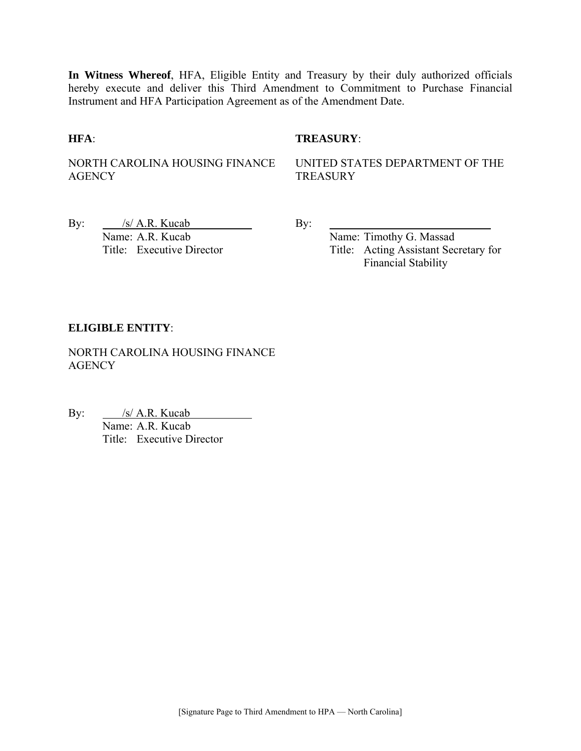**In Witness Whereof**, HFA, Eligible Entity and Treasury by their duly authorized officials hereby execute and deliver this Third Amendment to Commitment to Purchase Financial Instrument and HFA Participation Agreement as of the Amendment Date.

**HFA**:

NORTH CAROLINA HOUSING FINANCE AGENCY

By: /s/ A.R. Kucab
Name: A.R. Kucab
Title: Executive Director

**TREASURY**:

UNITED STATES DEPARTMENT OF THE TREASURY

By: ______________________________
Name: Timothy G. Massad
Title: Acting Assistant Secretary for Financial Stability

**ELIGIBLE ENTITY**:

NORTH CAROLINA HOUSING FINANCE AGENCY

By: /s/ A.R. Kucab
Name: A.R. Kucab
Title: Executive Director

[Signature Page to Third Amendment to HPA — North Carolina]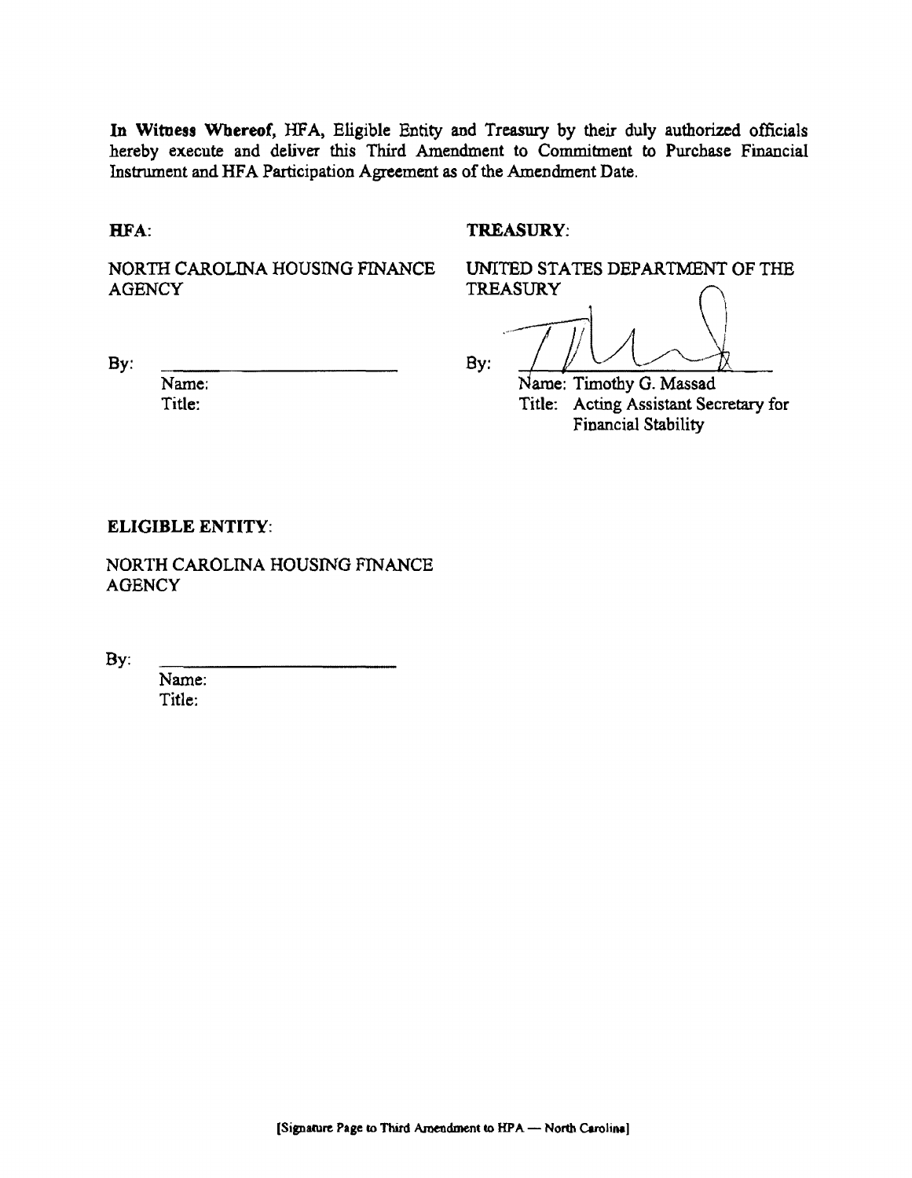**In Witness Whereof,** HFA, Eligible Entity and Treasury by their duly authorized officials hereby execute and deliver this Third Amendment to Commitment to Purchase Financial Instrument and HFA Participation Agreement as of the Amendment Date.

**HFA**:

NORTH CAROLINA HOUSING FINANCE AGENCY

By: ______________________

Name:

Title:

**TREASURY**:

UNITED STATES DEPARTMENT OF THE TREASURY

By: ______________________

Name: Timothy G. Massad

Title: Acting Assistant Secretary for Financial Stability

**ELIGIBLE ENTITY**:

NORTH CAROLINA HOUSING FINANCE AGENCY

By: ______________________

Name:

Title:

[Signature Page to Third Amendment to HPA — North Carolina]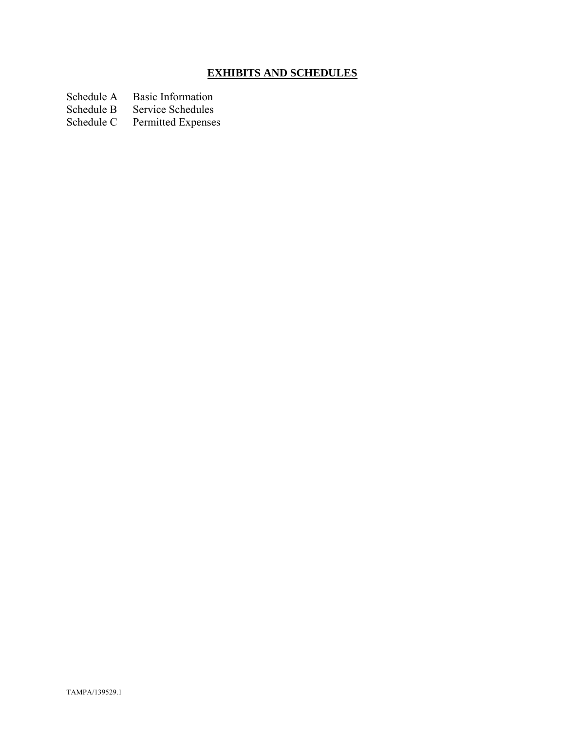## EXHIBITS AND SCHEDULES

| | |
|---|---|
| Schedule A | Basic Information |
| Schedule B | Service Schedules |
| Schedule C | Permitted Expenses |

TAMPA/139529.1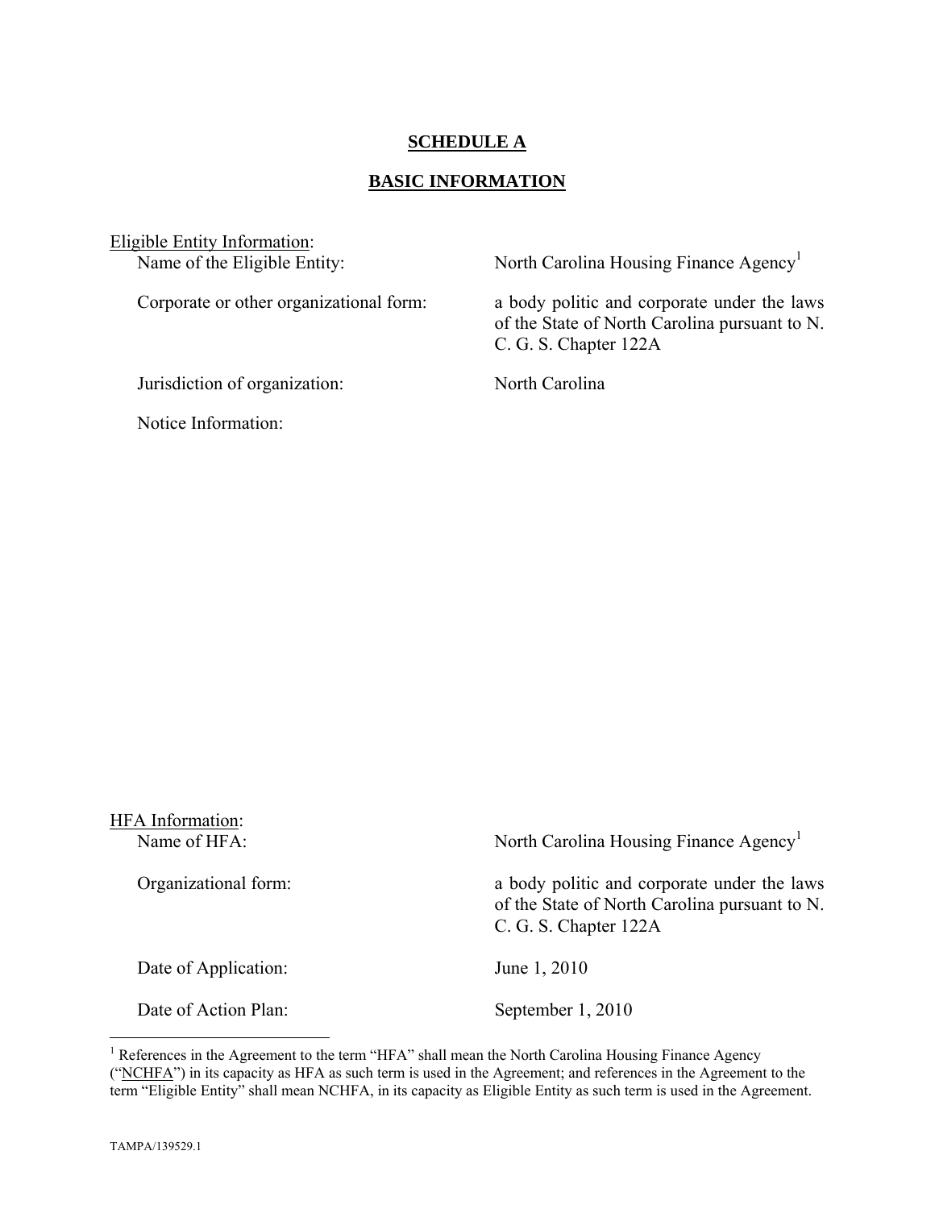**SCHEDULE A**

**BASIC INFORMATION**

Eligible Entity Information:

| | |
|---|---|
| Name of the Eligible Entity: | North Carolina Housing Finance Agency[1] |
| Corporate or other organizational form: | a body politic and corporate under the laws of the State of North Carolina pursuant to N. C. G. S. Chapter 122A |
| Jurisdiction of organization: | North Carolina |
| Notice Information: | |

HFA Information:

| | |
|---|---|
| Name of HFA: | North Carolina Housing Finance Agency[1] |
| Organizational form: | a body politic and corporate under the laws of the State of North Carolina pursuant to N. C. G. S. Chapter 122A |
| Date of Application: | June 1, 2010 |
| Date of Action Plan: | September 1, 2010 |

[1] References in the Agreement to the term "HFA" shall mean the North Carolina Housing Finance Agency ("NCHFA") in its capacity as HFA as such term is used in the Agreement; and references in the Agreement to the term "Eligible Entity" shall mean NCHFA, in its capacity as Eligible Entity as such term is used in the Agreement.

TAMPA/139529.1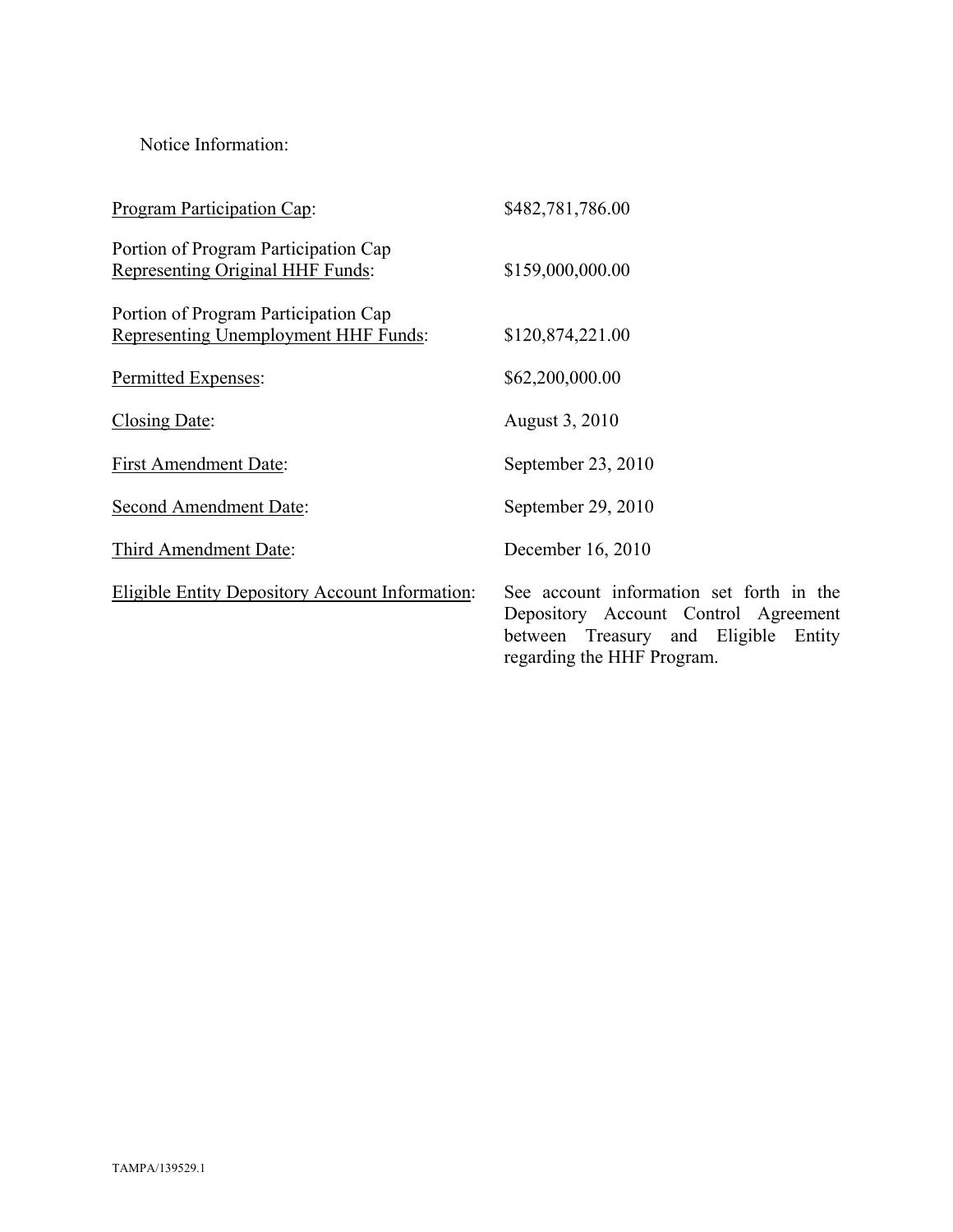Notice Information:

| | |
|---|---|
| Program Participation Cap: | $482,781,786.00 |
| Portion of Program Participation Cap Representing Original HHF Funds: | $159,000,000.00 |
| Portion of Program Participation Cap Representing Unemployment HHF Funds: | $120,874,221.00 |
| Permitted Expenses: | $62,200,000.00 |
| Closing Date: | August 3, 2010 |
| First Amendment Date: | September 23, 2010 |
| Second Amendment Date: | September 29, 2010 |
| Third Amendment Date: | December 16, 2010 |
| Eligible Entity Depository Account Information: | See account information set forth in the Depository Account Control Agreement between Treasury and Eligible Entity regarding the HHF Program. |

TAMPA/139529.1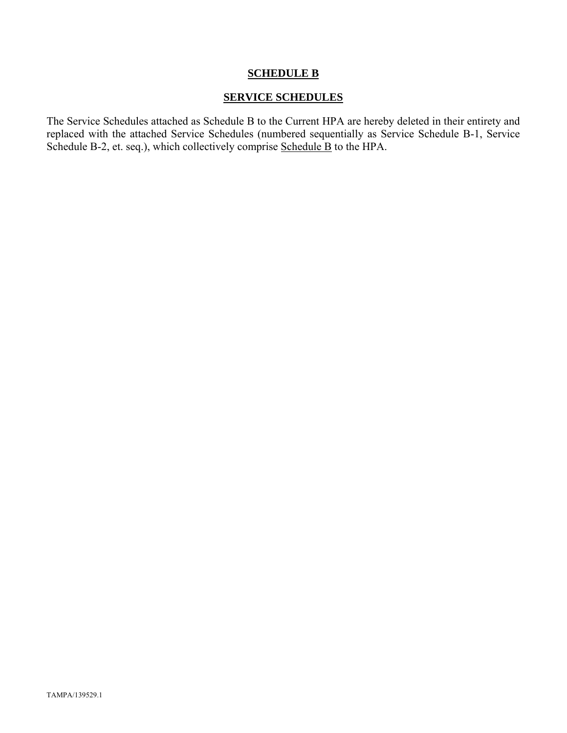# SCHEDULE B

## SERVICE SCHEDULES

The Service Schedules attached as Schedule B to the Current HPA are hereby deleted in their entirety and replaced with the attached Service Schedules (numbered sequentially as Service Schedule B-1, Service Schedule B-2, et. seq.), which collectively comprise Schedule B to the HPA.

TAMPA/139529.1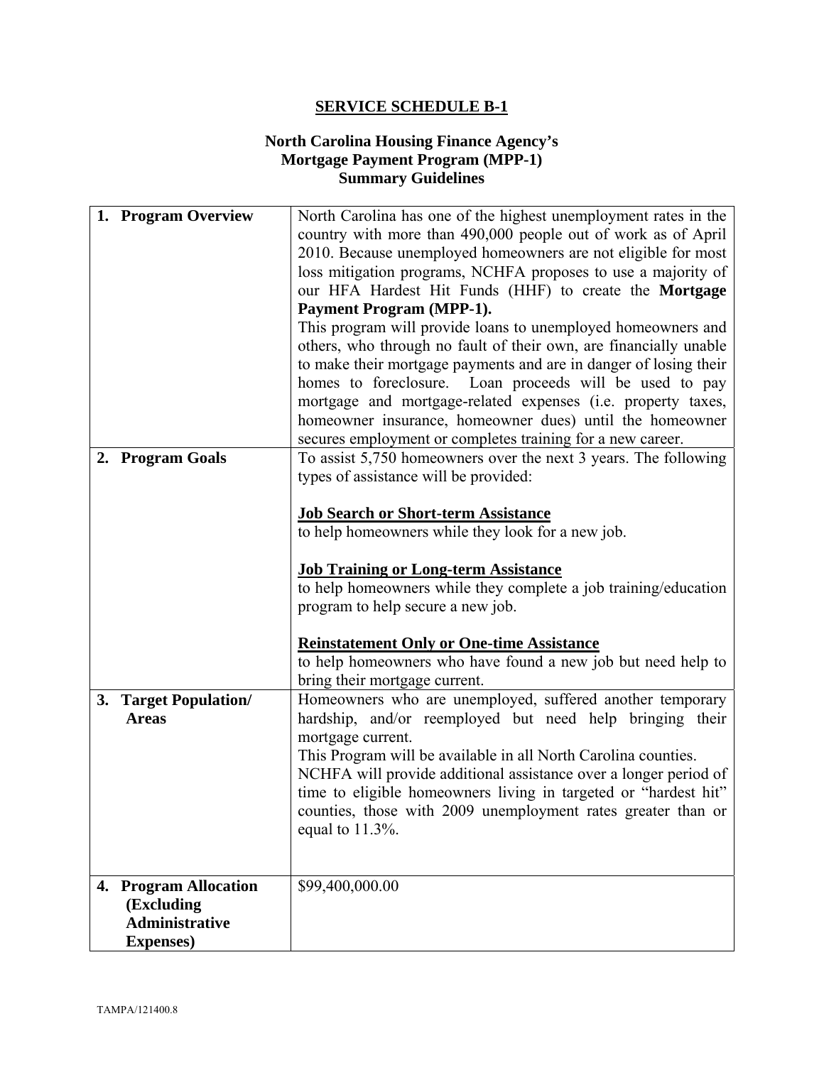## SERVICE SCHEDULE B-1

### North Carolina Housing Finance Agency's Mortgage Payment Program (MPP-1) Summary Guidelines

| | |
|---|---|
| **1. Program Overview** | North Carolina has one of the highest unemployment rates in the country with more than 490,000 people out of work as of April 2010. Because unemployed homeowners are not eligible for most loss mitigation programs, NCHFA proposes to use a majority of our HFA Hardest Hit Funds (HHF) to create the **Mortgage Payment Program (MPP-1).**<br>This program will provide loans to unemployed homeowners and others, who through no fault of their own, are financially unable to make their mortgage payments and are in danger of losing their homes to foreclosure. Loan proceeds will be used to pay mortgage and mortgage-related expenses (i.e. property taxes, homeowner insurance, homeowner dues) until the homeowner secures employment or completes training for a new career. |
| **2. Program Goals** | To assist 5,750 homeowners over the next 3 years. The following types of assistance will be provided:<br><br>**Job Search or Short-term Assistance**<br>to help homeowners while they look for a new job.<br><br>**Job Training or Long-term Assistance**<br>to help homeowners while they complete a job training/education program to help secure a new job.<br><br>**Reinstatement Only or One-time Assistance**<br>to help homeowners who have found a new job but need help to bring their mortgage current. |
| **3. Target Population/ Areas** | Homeowners who are unemployed, suffered another temporary hardship, and/or reemployed but need help bringing their mortgage current.<br>This Program will be available in all North Carolina counties.<br>NCHFA will provide additional assistance over a longer period of time to eligible homeowners living in targeted or "hardest hit" counties, those with 2009 unemployment rates greater than or equal to 11.3%. |
| **4. Program Allocation (Excluding Administrative Expenses)** | $99,400,000.00 |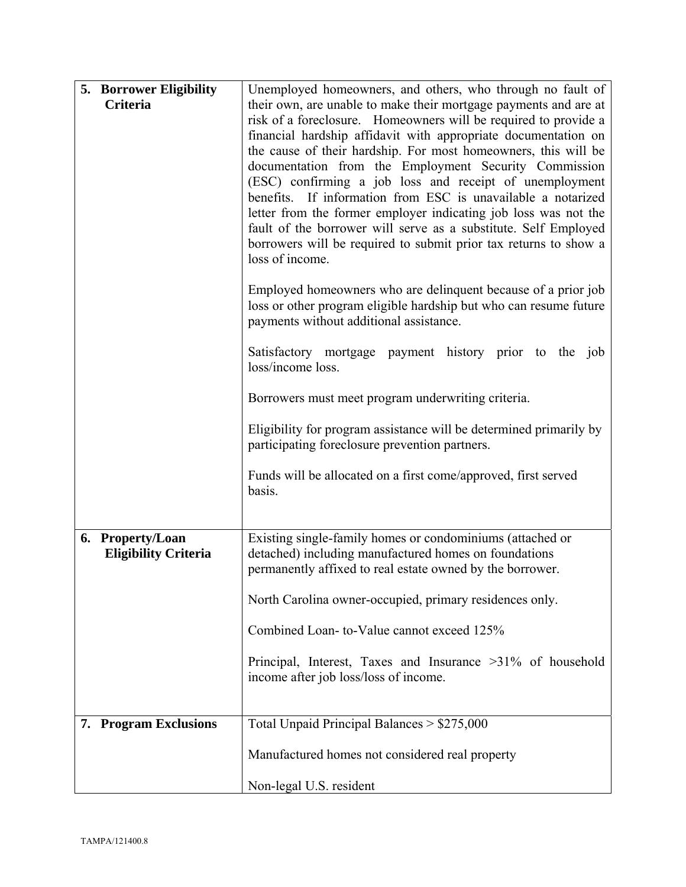| | |
|---|---|
| **5. Borrower Eligibility Criteria** | Unemployed homeowners, and others, who through no fault of their own, are unable to make their mortgage payments and are at risk of a foreclosure. Homeowners will be required to provide a financial hardship affidavit with appropriate documentation on the cause of their hardship. For most homeowners, this will be documentation from the Employment Security Commission (ESC) confirming a job loss and receipt of unemployment benefits. If information from ESC is unavailable a notarized letter from the former employer indicating job loss was not the fault of the borrower will serve as a substitute. Self Employed borrowers will be required to submit prior tax returns to show a loss of income.<br><br>Employed homeowners who are delinquent because of a prior job loss or other program eligible hardship but who can resume future payments without additional assistance.<br><br>Satisfactory mortgage payment history prior to the job loss/income loss.<br><br>Borrowers must meet program underwriting criteria.<br><br>Eligibility for program assistance will be determined primarily by participating foreclosure prevention partners.<br><br>Funds will be allocated on a first come/approved, first served basis. |
| **6. Property/Loan Eligibility Criteria** | Existing single-family homes or condominiums (attached or detached) including manufactured homes on foundations permanently affixed to real estate owned by the borrower.<br><br>North Carolina owner-occupied, primary residences only.<br><br>Combined Loan- to-Value cannot exceed 125%<br><br>Principal, Interest, Taxes and Insurance >31% of household income after job loss/loss of income. |
| **7. Program Exclusions** | Total Unpaid Principal Balances > $275,000<br><br>Manufactured homes not considered real property<br><br>Non-legal U.S. resident |

TAMPA/121400.8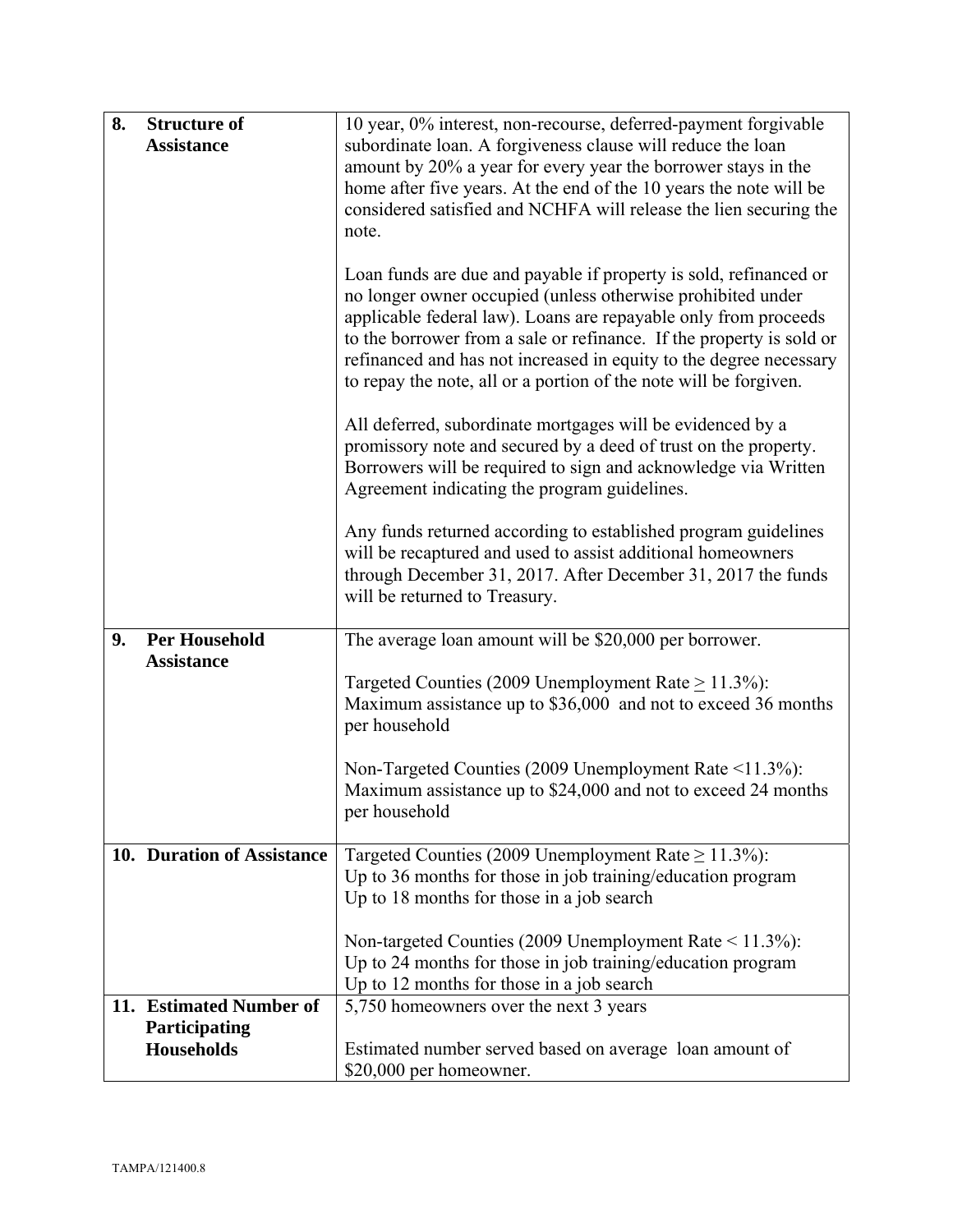| | |
|---|---|
| **8. Structure of Assistance** | 10 year, 0% interest, non-recourse, deferred-payment forgivable subordinate loan. A forgiveness clause will reduce the loan amount by 20% a year for every year the borrower stays in the home after five years. At the end of the 10 years the note will be considered satisfied and NCHFA will release the lien securing the note.<br><br>Loan funds are due and payable if property is sold, refinanced or no longer owner occupied (unless otherwise prohibited under applicable federal law). Loans are repayable only from proceeds to the borrower from a sale or refinance. If the property is sold or refinanced and has not increased in equity to the degree necessary to repay the note, all or a portion of the note will be forgiven.<br><br>All deferred, subordinate mortgages will be evidenced by a promissory note and secured by a deed of trust on the property. Borrowers will be required to sign and acknowledge via Written Agreement indicating the program guidelines.<br><br>Any funds returned according to established program guidelines will be recaptured and used to assist additional homeowners through December 31, 2017. After December 31, 2017 the funds will be returned to Treasury. |
| **9. Per Household Assistance** | The average loan amount will be $20,000 per borrower.<br><br>Targeted Counties (2009 Unemployment Rate ≥ 11.3%): Maximum assistance up to $36,000 and not to exceed 36 months per household<br><br>Non-Targeted Counties (2009 Unemployment Rate <11.3%): Maximum assistance up to $24,000 and not to exceed 24 months per household |
| **10. Duration of Assistance** | Targeted Counties (2009 Unemployment Rate ≥ 11.3%):<br>Up to 36 months for those in job training/education program<br>Up to 18 months for those in a job search<br><br>Non-targeted Counties (2009 Unemployment Rate < 11.3%):<br>Up to 24 months for those in job training/education program<br>Up to 12 months for those in a job search |
| **11. Estimated Number of Participating Households** | 5,750 homeowners over the next 3 years<br><br>Estimated number served based on average loan amount of $20,000 per homeowner. |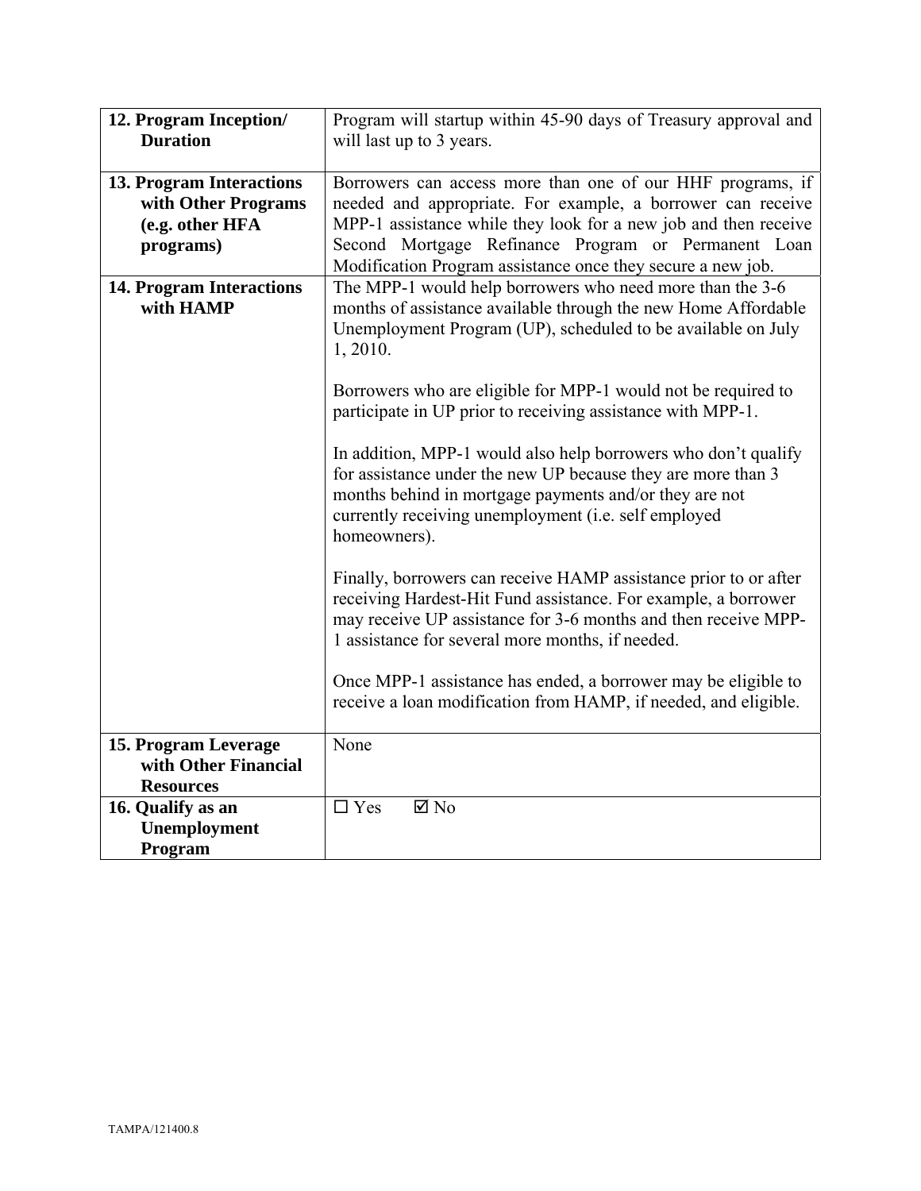| | |
|---|---|
| **12. Program Inception/ Duration** | Program will startup within 45-90 days of Treasury approval and will last up to 3 years. |
| **13. Program Interactions with Other Programs (e.g. other HFA programs)** | Borrowers can access more than one of our HHF programs, if needed and appropriate. For example, a borrower can receive MPP-1 assistance while they look for a new job and then receive Second Mortgage Refinance Program or Permanent Loan Modification Program assistance once they secure a new job. |
| **14. Program Interactions with HAMP** | The MPP-1 would help borrowers who need more than the 3-6 months of assistance available through the new Home Affordable Unemployment Program (UP), scheduled to be available on July 1, 2010.<br><br>Borrowers who are eligible for MPP-1 would not be required to participate in UP prior to receiving assistance with MPP-1.<br><br>In addition, MPP-1 would also help borrowers who don't qualify for assistance under the new UP because they are more than 3 months behind in mortgage payments and/or they are not currently receiving unemployment (i.e. self employed homeowners).<br><br>Finally, borrowers can receive HAMP assistance prior to or after receiving Hardest-Hit Fund assistance. For example, a borrower may receive UP assistance for 3-6 months and then receive MPP-1 assistance for several more months, if needed.<br><br>Once MPP-1 assistance has ended, a borrower may be eligible to receive a loan modification from HAMP, if needed, and eligible. |
| **15. Program Leverage with Other Financial Resources** | None |
| **16. Qualify as an Unemployment Program** | ☐ Yes ☑ No |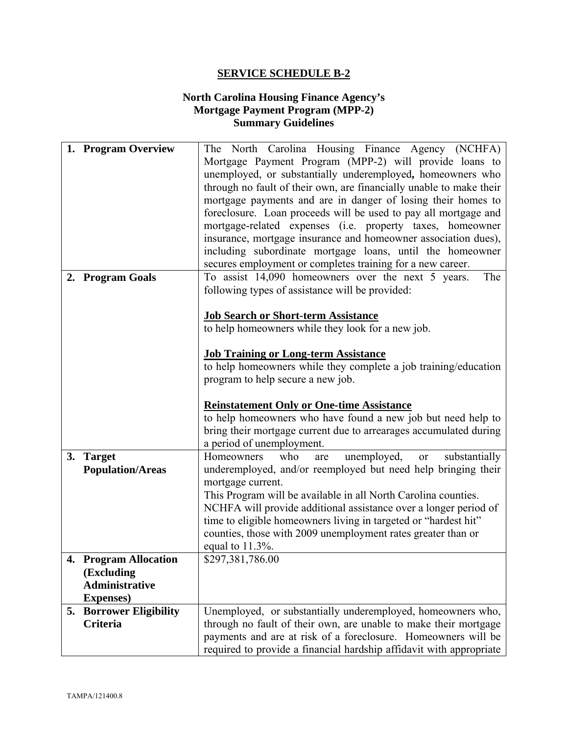# SERVICE SCHEDULE B-2

**North Carolina Housing Finance Agency's Mortgage Payment Program (MPP-2) Summary Guidelines**

| | |
|---|---|
| **1. Program Overview** | The North Carolina Housing Finance Agency (NCHFA) Mortgage Payment Program (MPP-2) will provide loans to unemployed, or substantially underemployed**,** homeowners who through no fault of their own, are financially unable to make their mortgage payments and are in danger of losing their homes to foreclosure. Loan proceeds will be used to pay all mortgage and mortgage-related expenses (i.e. property taxes, homeowner insurance, mortgage insurance and homeowner association dues), including subordinate mortgage loans, until the homeowner secures employment or completes training for a new career. |
| **2. Program Goals** | To assist 14,090 homeowners over the next 5 years. The following types of assistance will be provided:<br><br>**Job Search or Short-term Assistance**<br>to help homeowners while they look for a new job.<br><br>**Job Training or Long-term Assistance**<br>to help homeowners while they complete a job training/education program to help secure a new job.<br><br>**Reinstatement Only or One-time Assistance**<br>to help homeowners who have found a new job but need help to bring their mortgage current due to arrearages accumulated during a period of unemployment. |
| **3. Target Population/Areas** | Homeowners who are unemployed, or substantially underemployed, and/or reemployed but need help bringing their mortgage current.<br>This Program will be available in all North Carolina counties. NCHFA will provide additional assistance over a longer period of time to eligible homeowners living in targeted or "hardest hit" counties, those with 2009 unemployment rates greater than or equal to 11.3%. |
| **4. Program Allocation (Excluding Administrative Expenses)** | $297,381,786.00 |
| **5. Borrower Eligibility Criteria** | Unemployed, or substantially underemployed, homeowners who, through no fault of their own, are unable to make their mortgage payments and are at risk of a foreclosure. Homeowners will be required to provide a financial hardship affidavit with appropriate |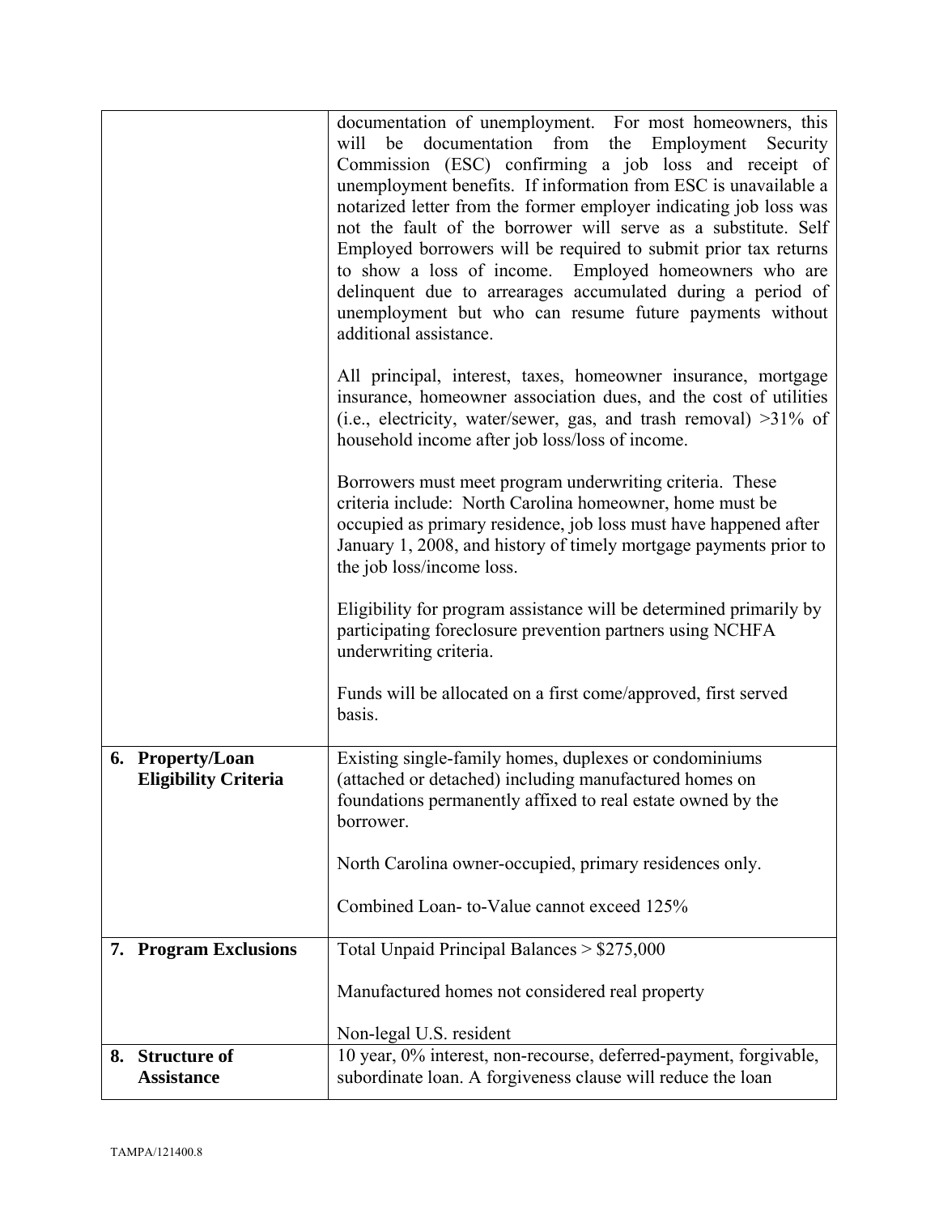| | |
|---|---|
| | documentation of unemployment. For most homeowners, this will be documentation from the Employment Security Commission (ESC) confirming a job loss and receipt of unemployment benefits. If information from ESC is unavailable a notarized letter from the former employer indicating job loss was not the fault of the borrower will serve as a substitute. Self Employed borrowers will be required to submit prior tax returns to show a loss of income. Employed homeowners who are delinquent due to arrearages accumulated during a period of unemployment but who can resume future payments without additional assistance.<br><br>All principal, interest, taxes, homeowner insurance, mortgage insurance, homeowner association dues, and the cost of utilities (i.e., electricity, water/sewer, gas, and trash removal) >31% of household income after job loss/loss of income.<br><br>Borrowers must meet program underwriting criteria. These criteria include: North Carolina homeowner, home must be occupied as primary residence, job loss must have happened after January 1, 2008, and history of timely mortgage payments prior to the job loss/income loss.<br><br>Eligibility for program assistance will be determined primarily by participating foreclosure prevention partners using NCHFA underwriting criteria.<br><br>Funds will be allocated on a first come/approved, first served basis. |
| **6. Property/Loan Eligibility Criteria** | Existing single-family homes, duplexes or condominiums (attached or detached) including manufactured homes on foundations permanently affixed to real estate owned by the borrower.<br><br>North Carolina owner-occupied, primary residences only.<br><br>Combined Loan- to-Value cannot exceed 125% |
| **7. Program Exclusions** | Total Unpaid Principal Balances > $275,000<br><br>Manufactured homes not considered real property<br><br>Non-legal U.S. resident |
| **8. Structure of Assistance** | 10 year, 0% interest, non-recourse, deferred-payment, forgivable, subordinate loan. A forgiveness clause will reduce the loan |

TAMPA/121400.8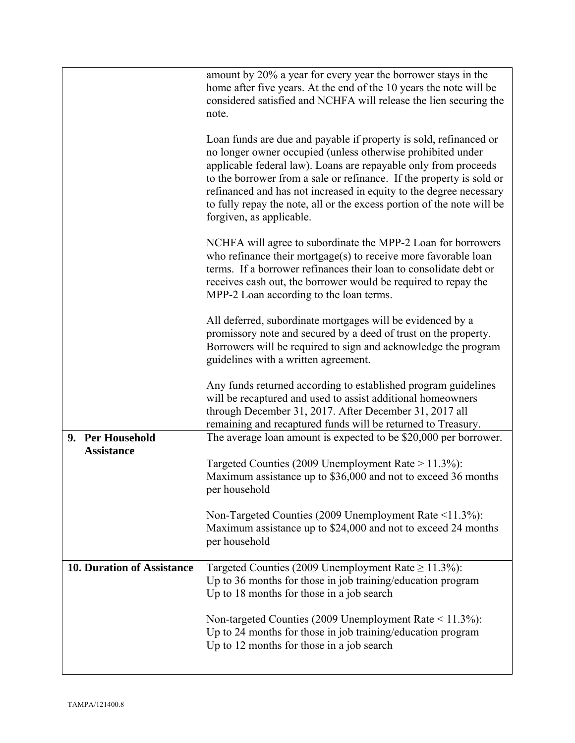| | |
|---|---|
| | amount by 20% a year for every year the borrower stays in the home after five years. At the end of the 10 years the note will be considered satisfied and NCHFA will release the lien securing the note.<br><br>Loan funds are due and payable if property is sold, refinanced or no longer owner occupied (unless otherwise prohibited under applicable federal law). Loans are repayable only from proceeds to the borrower from a sale or refinance. If the property is sold or refinanced and has not increased in equity to the degree necessary to fully repay the note, all or the excess portion of the note will be forgiven, as applicable.<br><br>NCHFA will agree to subordinate the MPP-2 Loan for borrowers who refinance their mortgage(s) to receive more favorable loan terms. If a borrower refinances their loan to consolidate debt or receives cash out, the borrower would be required to repay the MPP-2 Loan according to the loan terms.<br><br>All deferred, subordinate mortgages will be evidenced by a promissory note and secured by a deed of trust on the property. Borrowers will be required to sign and acknowledge the program guidelines with a written agreement.<br><br>Any funds returned according to established program guidelines will be recaptured and used to assist additional homeowners through December 31, 2017. After December 31, 2017 all remaining and recaptured funds will be returned to Treasury. |
| **9. Per Household Assistance** | The average loan amount is expected to be $20,000 per borrower.<br><br>Targeted Counties (2009 Unemployment Rate > 11.3%): Maximum assistance up to $36,000 and not to exceed 36 months per household<br><br>Non-Targeted Counties (2009 Unemployment Rate <11.3%): Maximum assistance up to $24,000 and not to exceed 24 months per household |
| **10. Duration of Assistance** | Targeted Counties (2009 Unemployment Rate ≥ 11.3%):<br>Up to 36 months for those in job training/education program<br>Up to 18 months for those in a job search<br><br>Non-targeted Counties (2009 Unemployment Rate < 11.3%):<br>Up to 24 months for those in job training/education program<br>Up to 12 months for those in a job search |

TAMPA/121400.8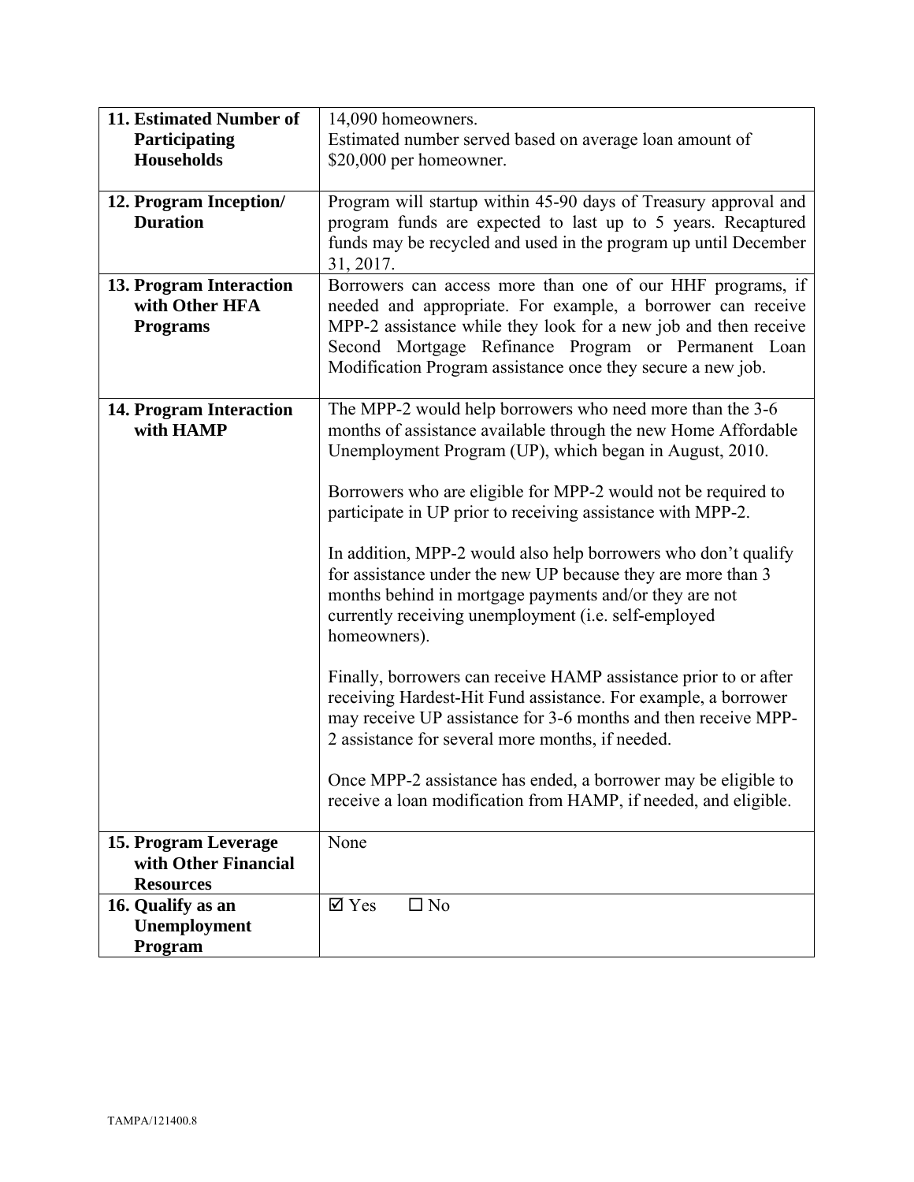| | |
|---|---|
| **11. Estimated Number of Participating Households** | 14,090 homeowners.<br>Estimated number served based on average loan amount of $20,000 per homeowner. |
| **12. Program Inception/ Duration** | Program will startup within 45-90 days of Treasury approval and program funds are expected to last up to 5 years. Recaptured funds may be recycled and used in the program up until December 31, 2017. |
| **13. Program Interaction with Other HFA Programs** | Borrowers can access more than one of our HHF programs, if needed and appropriate. For example, a borrower can receive MPP-2 assistance while they look for a new job and then receive Second Mortgage Refinance Program or Permanent Loan Modification Program assistance once they secure a new job. |
| **14. Program Interaction with HAMP** | The MPP-2 would help borrowers who need more than the 3-6 months of assistance available through the new Home Affordable Unemployment Program (UP), which began in August, 2010.<br><br>Borrowers who are eligible for MPP-2 would not be required to participate in UP prior to receiving assistance with MPP-2.<br><br>In addition, MPP-2 would also help borrowers who don't qualify for assistance under the new UP because they are more than 3 months behind in mortgage payments and/or they are not currently receiving unemployment (i.e. self-employed homeowners).<br><br>Finally, borrowers can receive HAMP assistance prior to or after receiving Hardest-Hit Fund assistance. For example, a borrower may receive UP assistance for 3-6 months and then receive MPP-2 assistance for several more months, if needed.<br><br>Once MPP-2 assistance has ended, a borrower may be eligible to receive a loan modification from HAMP, if needed, and eligible. |
| **15. Program Leverage with Other Financial Resources** | None |
| **16. Qualify as an Unemployment Program** | ☑ Yes ☐ No |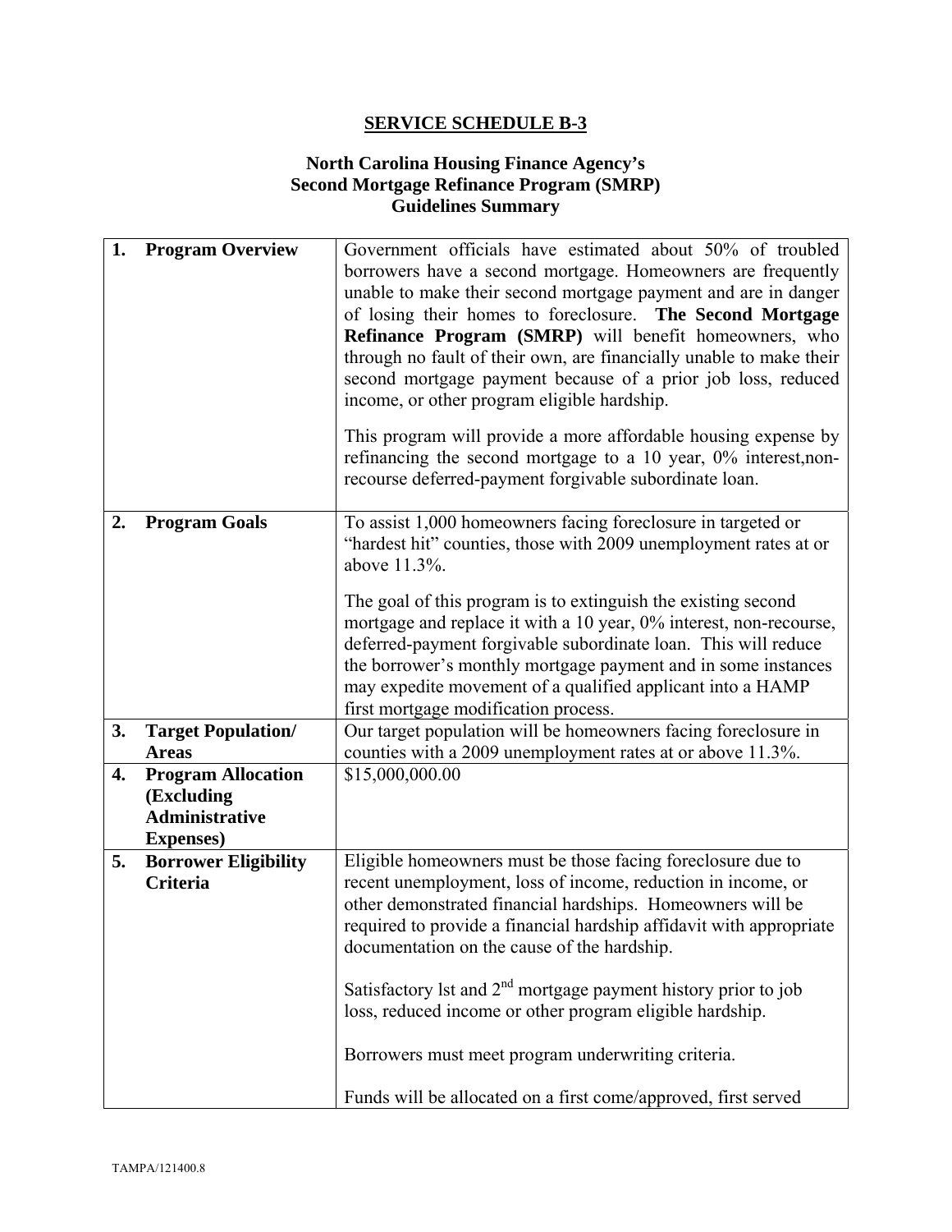## SERVICE SCHEDULE B-3

### North Carolina Housing Finance Agency's Second Mortgage Refinance Program (SMRP) Guidelines Summary

| | | |
|---|---|---|
| **1.** | **Program Overview** | Government officials have estimated about 50% of troubled borrowers have a second mortgage. Homeowners are frequently unable to make their second mortgage payment and are in danger of losing their homes to foreclosure. **The Second Mortgage Refinance Program (SMRP)** will benefit homeowners, who through no fault of their own, are financially unable to make their second mortgage payment because of a prior job loss, reduced income, or other program eligible hardship.<br><br>This program will provide a more affordable housing expense by refinancing the second mortgage to a 10 year, 0% interest,non-recourse deferred-payment forgivable subordinate loan. |
| **2.** | **Program Goals** | To assist 1,000 homeowners facing foreclosure in targeted or "hardest hit" counties, those with 2009 unemployment rates at or above 11.3%.<br><br>The goal of this program is to extinguish the existing second mortgage and replace it with a 10 year, 0% interest, non-recourse, deferred-payment forgivable subordinate loan. This will reduce the borrower's monthly mortgage payment and in some instances may expedite movement of a qualified applicant into a HAMP first mortgage modification process. |
| **3.** | **Target Population/ Areas** | Our target population will be homeowners facing foreclosure in counties with a 2009 unemployment rates at or above 11.3%. |
| **4.** | **Program Allocation (Excluding Administrative Expenses)** | \$15,000,000.00 |
| **5.** | **Borrower Eligibility Criteria** | Eligible homeowners must be those facing foreclosure due to recent unemployment, loss of income, reduction in income, or other demonstrated financial hardships. Homeowners will be required to provide a financial hardship affidavit with appropriate documentation on the cause of the hardship.<br><br>Satisfactory lst and 2nd mortgage payment history prior to job loss, reduced income or other program eligible hardship.<br><br>Borrowers must meet program underwriting criteria.<br><br>Funds will be allocated on a first come/approved, first served |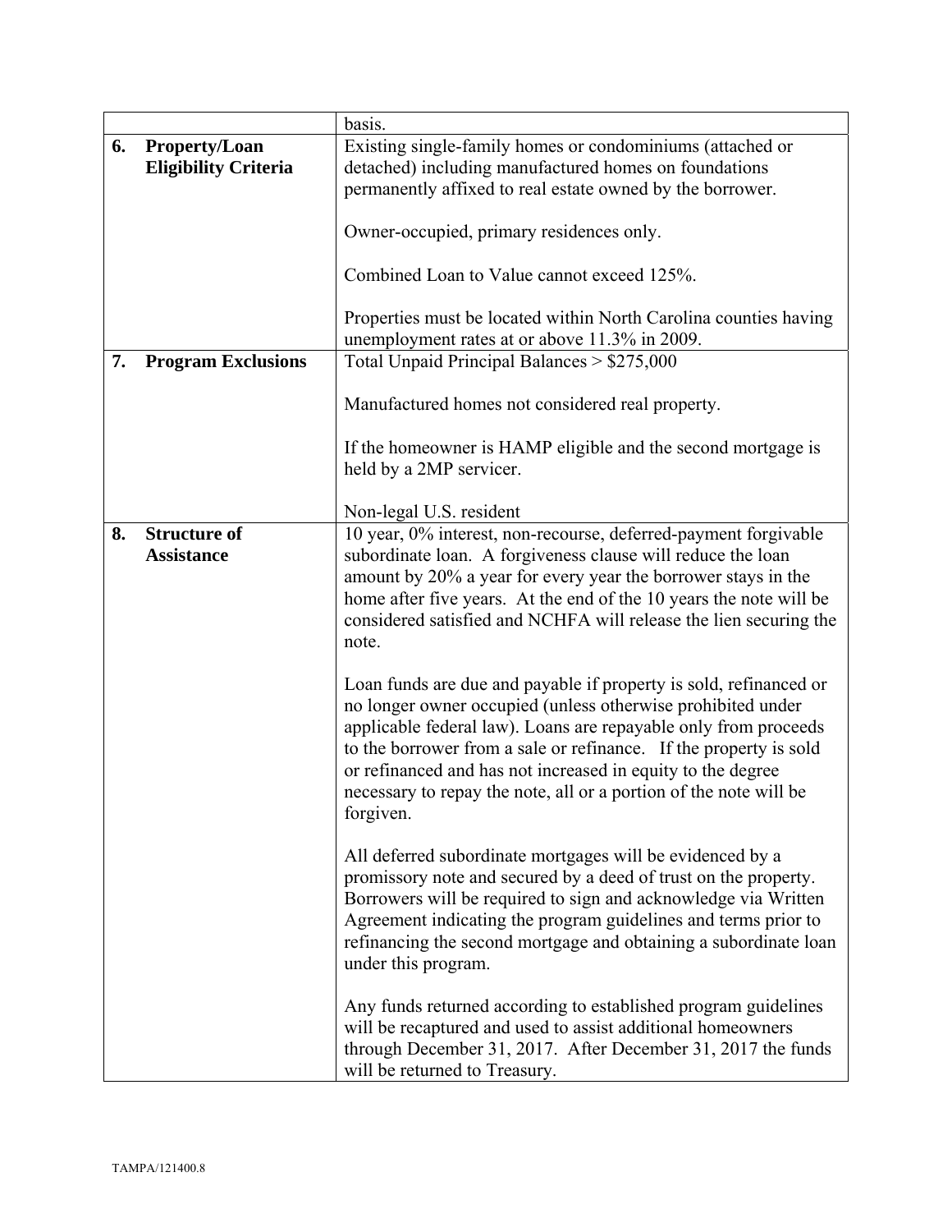| | |
|---|---|
| | basis. |
| **6. Property/Loan Eligibility Criteria** | Existing single-family homes or condominiums (attached or detached) including manufactured homes on foundations permanently affixed to real estate owned by the borrower.<br><br>Owner-occupied, primary residences only.<br><br>Combined Loan to Value cannot exceed 125%.<br><br>Properties must be located within North Carolina counties having unemployment rates at or above 11.3% in 2009. |
| **7. Program Exclusions** | Total Unpaid Principal Balances > $275,000<br><br>Manufactured homes not considered real property.<br><br>If the homeowner is HAMP eligible and the second mortgage is held by a 2MP servicer.<br><br>Non-legal U.S. resident |
| **8. Structure of Assistance** | 10 year, 0% interest, non-recourse, deferred-payment forgivable subordinate loan. A forgiveness clause will reduce the loan amount by 20% a year for every year the borrower stays in the home after five years. At the end of the 10 years the note will be considered satisfied and NCHFA will release the lien securing the note.<br><br>Loan funds are due and payable if property is sold, refinanced or no longer owner occupied (unless otherwise prohibited under applicable federal law). Loans are repayable only from proceeds to the borrower from a sale or refinance. If the property is sold or refinanced and has not increased in equity to the degree necessary to repay the note, all or a portion of the note will be forgiven.<br><br>All deferred subordinate mortgages will be evidenced by a promissory note and secured by a deed of trust on the property. Borrowers will be required to sign and acknowledge via Written Agreement indicating the program guidelines and terms prior to refinancing the second mortgage and obtaining a subordinate loan under this program.<br><br>Any funds returned according to established program guidelines will be recaptured and used to assist additional homeowners through December 31, 2017. After December 31, 2017 the funds will be returned to Treasury. |

TAMPA/121400.8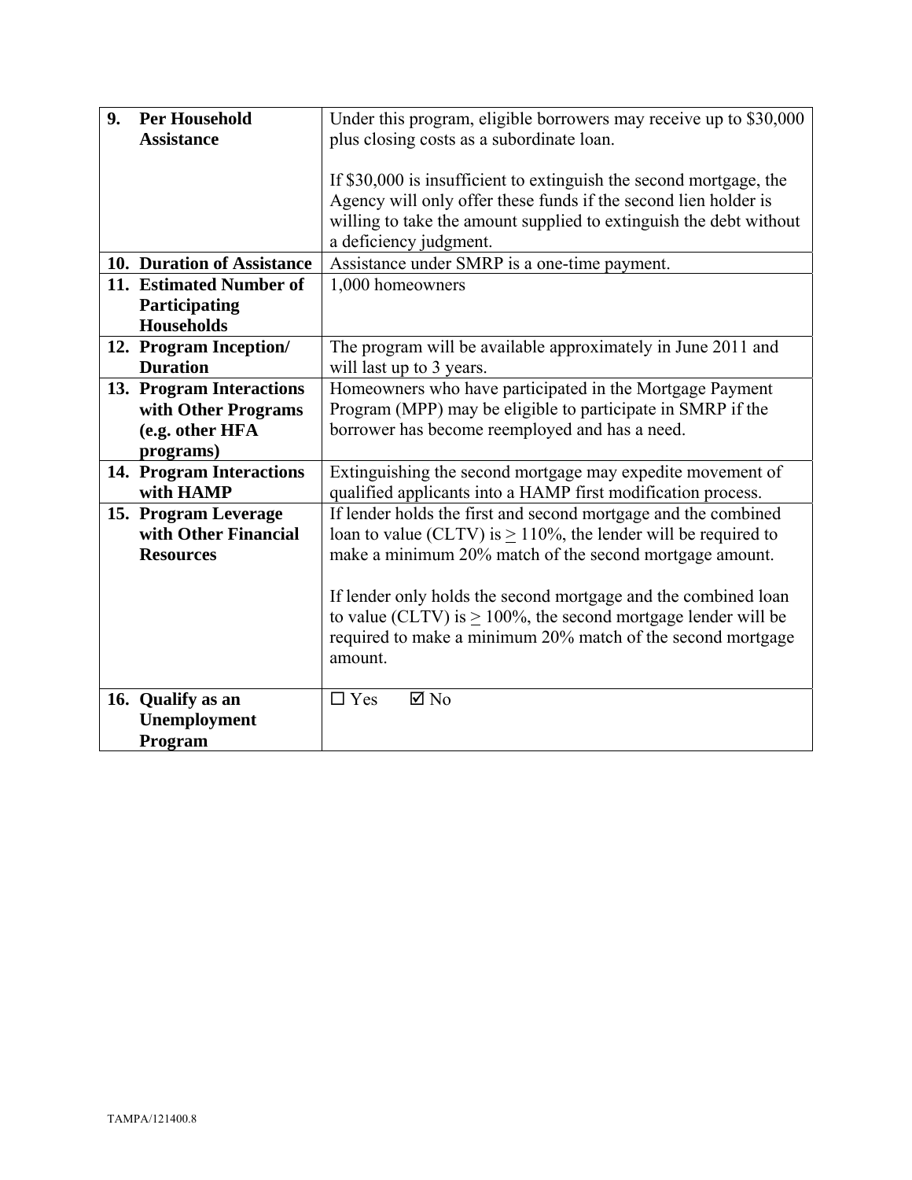| | |
|---|---|
| **9. Per Household Assistance** | Under this program, eligible borrowers may receive up to $30,000 plus closing costs as a subordinate loan.<br><br>If $30,000 is insufficient to extinguish the second mortgage, the Agency will only offer these funds if the second lien holder is willing to take the amount supplied to extinguish the debt without a deficiency judgment. |
| **10. Duration of Assistance** | Assistance under SMRP is a one-time payment. |
| **11. Estimated Number of Participating Households** | 1,000 homeowners |
| **12. Program Inception/ Duration** | The program will be available approximately in June 2011 and will last up to 3 years. |
| **13. Program Interactions with Other Programs (e.g. other HFA programs)** | Homeowners who have participated in the Mortgage Payment Program (MPP) may be eligible to participate in SMRP if the borrower has become reemployed and has a need. |
| **14. Program Interactions with HAMP** | Extinguishing the second mortgage may expedite movement of qualified applicants into a HAMP first modification process. |
| **15. Program Leverage with Other Financial Resources** | If lender holds the first and second mortgage and the combined loan to value (CLTV) is $\geq$ 110%, the lender will be required to make a minimum 20% match of the second mortgage amount.<br><br>If lender only holds the second mortgage and the combined loan to value (CLTV) is $\geq$ 100%, the second mortgage lender will be required to make a minimum 20% match of the second mortgage amount. |
| **16. Qualify as an Unemployment Program** | ☐ Yes ☑ No |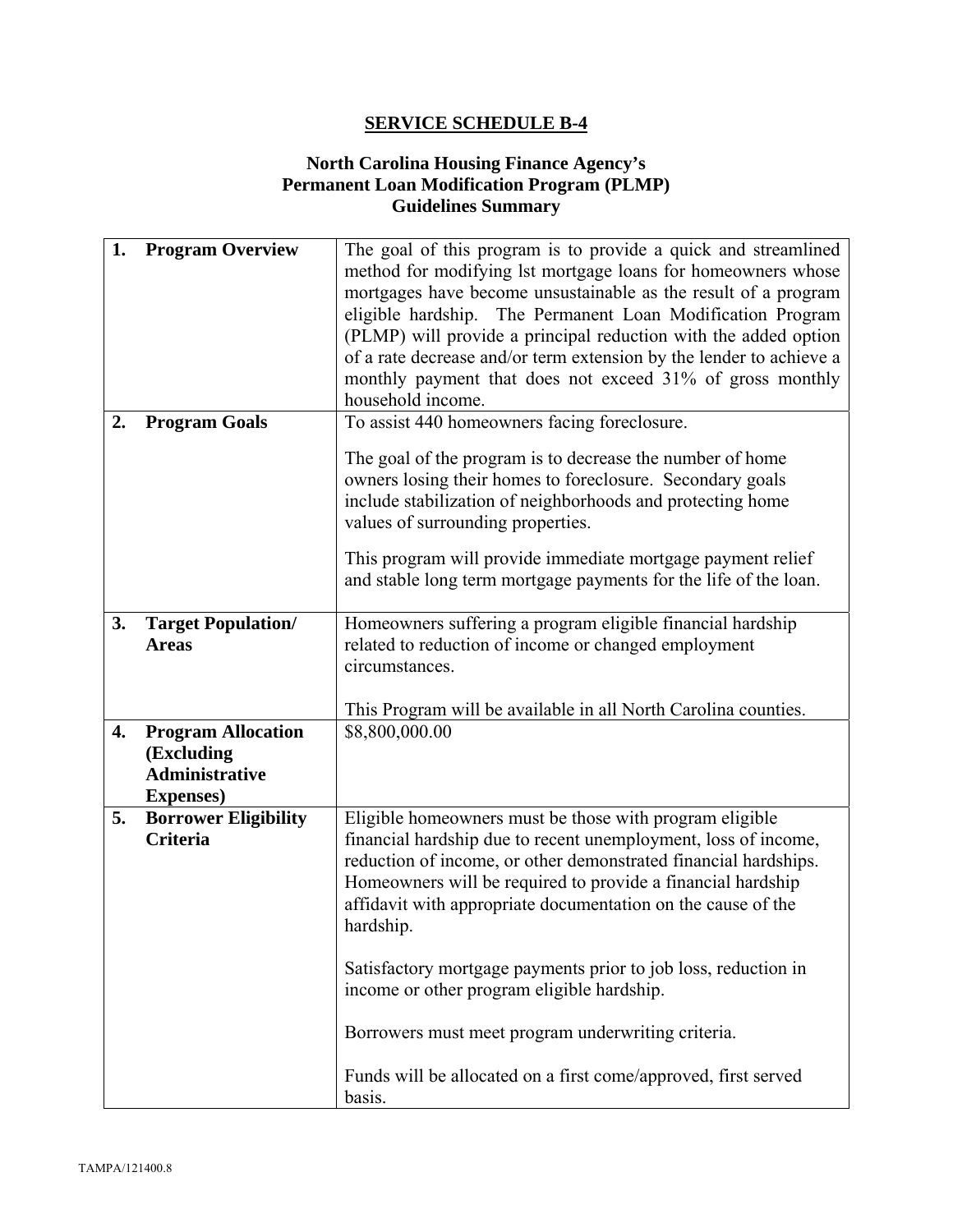## SERVICE SCHEDULE B-4

### North Carolina Housing Finance Agency's Permanent Loan Modification Program (PLMP) Guidelines Summary

| | | |
|---|---|---|
| 1. | **Program Overview** | The goal of this program is to provide a quick and streamlined method for modifying lst mortgage loans for homeowners whose mortgages have become unsustainable as the result of a program eligible hardship. The Permanent Loan Modification Program (PLMP) will provide a principal reduction with the added option of a rate decrease and/or term extension by the lender to achieve a monthly payment that does not exceed 31% of gross monthly household income. |
| 2. | **Program Goals** | To assist 440 homeowners facing foreclosure.<br><br>The goal of the program is to decrease the number of home owners losing their homes to foreclosure. Secondary goals include stabilization of neighborhoods and protecting home values of surrounding properties.<br><br>This program will provide immediate mortgage payment relief and stable long term mortgage payments for the life of the loan. |
| 3. | **Target Population/ Areas** | Homeowners suffering a program eligible financial hardship related to reduction of income or changed employment circumstances.<br><br>This Program will be available in all North Carolina counties. |
| 4. | **Program Allocation (Excluding Administrative Expenses)** | $8,800,000.00 |
| 5. | **Borrower Eligibility Criteria** | Eligible homeowners must be those with program eligible financial hardship due to recent unemployment, loss of income, reduction of income, or other demonstrated financial hardships. Homeowners will be required to provide a financial hardship affidavit with appropriate documentation on the cause of the hardship.<br><br>Satisfactory mortgage payments prior to job loss, reduction in income or other program eligible hardship.<br><br>Borrowers must meet program underwriting criteria.<br><br>Funds will be allocated on a first come/approved, first served basis. |

TAMPA/121400.8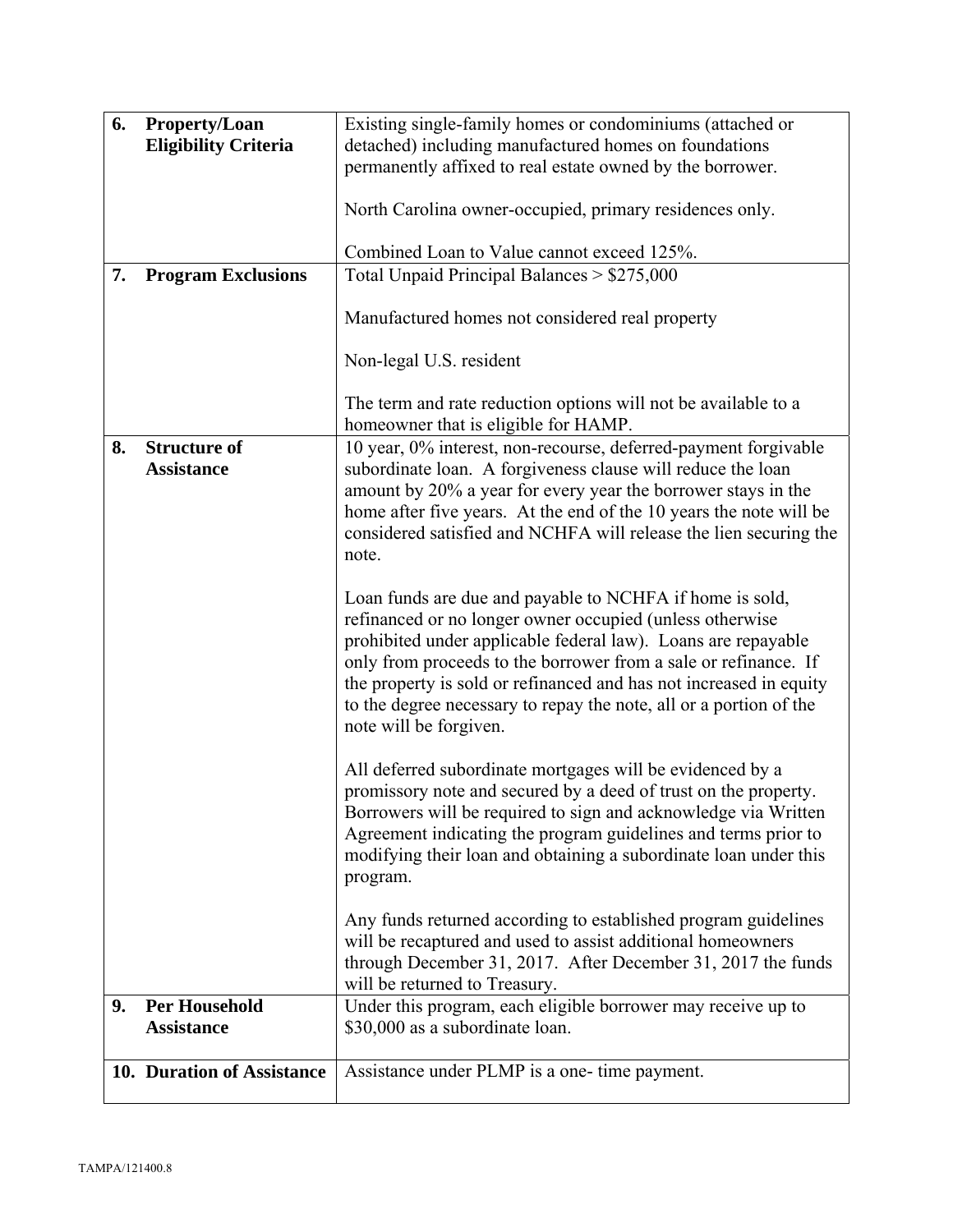| | | |
|---|---|---|
| 6. | **Property/Loan Eligibility Criteria** | Existing single-family homes or condominiums (attached or detached) including manufactured homes on foundations permanently affixed to real estate owned by the borrower.<br><br>North Carolina owner-occupied, primary residences only.<br><br>Combined Loan to Value cannot exceed 125%. |
| 7. | **Program Exclusions** | Total Unpaid Principal Balances > $275,000<br><br>Manufactured homes not considered real property<br><br>Non-legal U.S. resident<br><br>The term and rate reduction options will not be available to a homeowner that is eligible for HAMP. |
| 8. | **Structure of Assistance** | 10 year, 0% interest, non-recourse, deferred-payment forgivable subordinate loan. A forgiveness clause will reduce the loan amount by 20% a year for every year the borrower stays in the home after five years. At the end of the 10 years the note will be considered satisfied and NCHFA will release the lien securing the note.<br><br>Loan funds are due and payable to NCHFA if home is sold, refinanced or no longer owner occupied (unless otherwise prohibited under applicable federal law). Loans are repayable only from proceeds to the borrower from a sale or refinance. If the property is sold or refinanced and has not increased in equity to the degree necessary to repay the note, all or a portion of the note will be forgiven.<br><br>All deferred subordinate mortgages will be evidenced by a promissory note and secured by a deed of trust on the property. Borrowers will be required to sign and acknowledge via Written Agreement indicating the program guidelines and terms prior to modifying their loan and obtaining a subordinate loan under this program.<br><br>Any funds returned according to established program guidelines will be recaptured and used to assist additional homeowners through December 31, 2017. After December 31, 2017 the funds will be returned to Treasury. |
| 9. | **Per Household Assistance** | Under this program, each eligible borrower may receive up to $30,000 as a subordinate loan. |
| 10. | **Duration of Assistance** | Assistance under PLMP is a one- time payment. |

TAMPA/121400.8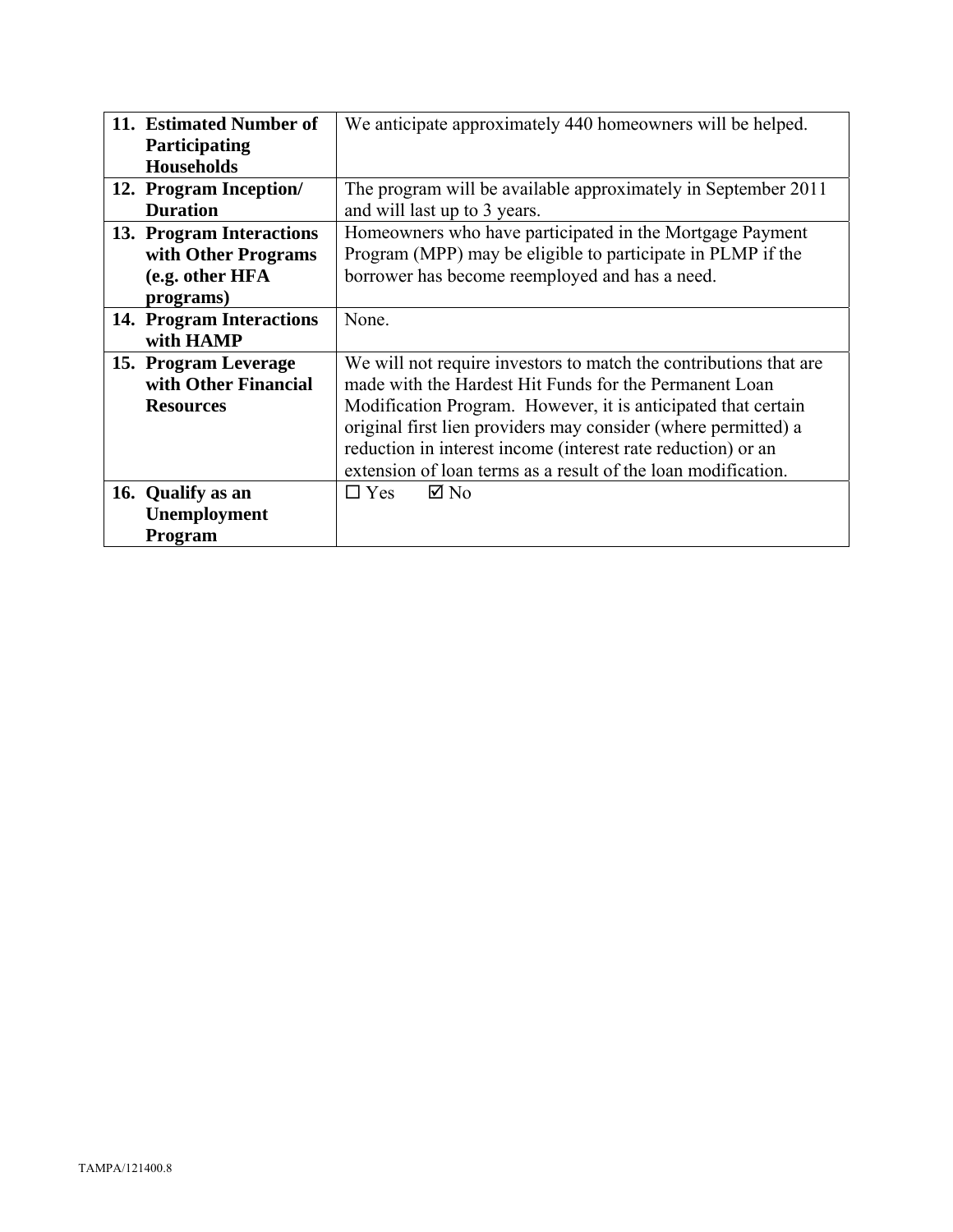| | |
|---|---|
| **11. Estimated Number of Participating Households** | We anticipate approximately 440 homeowners will be helped. |
| **12. Program Inception/ Duration** | The program will be available approximately in September 2011 and will last up to 3 years. |
| **13. Program Interactions with Other Programs (e.g. other HFA programs)** | Homeowners who have participated in the Mortgage Payment Program (MPP) may be eligible to participate in PLMP if the borrower has become reemployed and has a need. |
| **14. Program Interactions with HAMP** | None. |
| **15. Program Leverage with Other Financial Resources** | We will not require investors to match the contributions that are made with the Hardest Hit Funds for the Permanent Loan Modification Program. However, it is anticipated that certain original first lien providers may consider (where permitted) a reduction in interest income (interest rate reduction) or an extension of loan terms as a result of the loan modification. |
| **16. Qualify as an Unemployment Program** | ☐ Yes ☑ No |

TAMPA/121400.8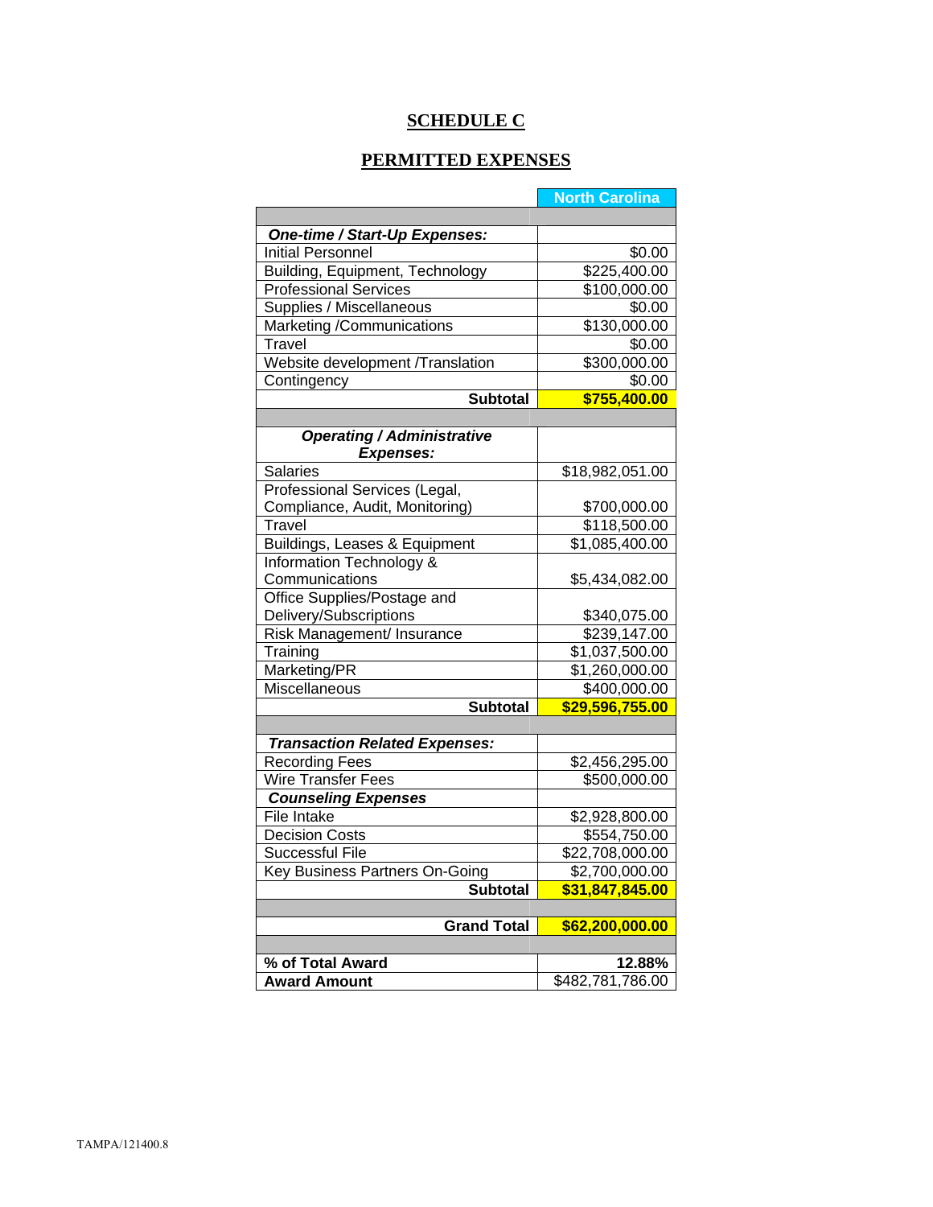# SCHEDULE C

## PERMITTED EXPENSES

| | North Carolina |
|---|---|
| | |
| ***One-time / Start-Up Expenses:*** | |
| Initial Personnel | $0.00 |
| Building, Equipment, Technology | $225,400.00 |
| Professional Services | $100,000.00 |
| Supplies / Miscellaneous | $0.00 |
| Marketing /Communications | $130,000.00 |
| Travel | $0.00 |
| Website development /Translation | $300,000.00 |
| Contingency | $0.00 |
| **Subtotal** | **$755,400.00** |
| | |
| ***Operating / Administrative Expenses:*** | |
| Salaries | $18,982,051.00 |
| Professional Services (Legal, Compliance, Audit, Monitoring) | $700,000.00 |
| Travel | $118,500.00 |
| Buildings, Leases & Equipment | $1,085,400.00 |
| Information Technology & Communications | $5,434,082.00 |
| Office Supplies/Postage and Delivery/Subscriptions | $340,075.00 |
| Risk Management/ Insurance | $239,147.00 |
| Training | $1,037,500.00 |
| Marketing/PR | $1,260,000.00 |
| Miscellaneous | $400,000.00 |
| **Subtotal** | **$29,596,755.00** |
| | |
| ***Transaction Related Expenses:*** | |
| Recording Fees | $2,456,295.00 |
| Wire Transfer Fees | $500,000.00 |
| ***Counseling Expenses*** | |
| File Intake | $2,928,800.00 |
| Decision Costs | $554,750.00 |
| Successful File | $22,708,000.00 |
| Key Business Partners On-Going | $2,700,000.00 |
| **Subtotal** | **$31,847,845.00** |
| | |
| **Grand Total** | **$62,200,000.00** |
| | |
| **% of Total Award** | **12.88%** |
| **Award Amount** | $482,781,786.00 |

TAMPA/121400.8